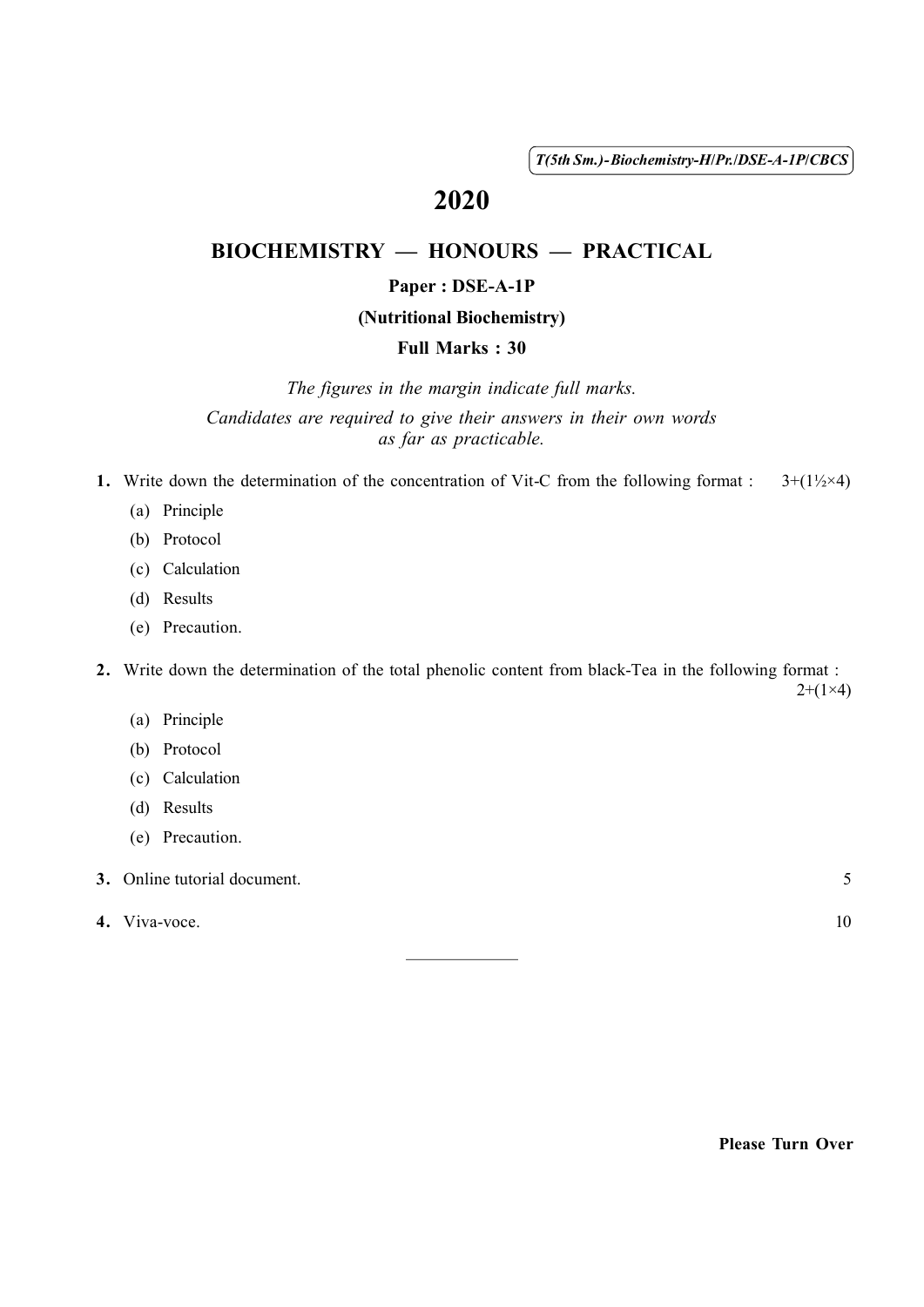T(5th Sm.)-Biochemistry-H/Pr./DSE-A-1P/CBCS

# 2020

## BIOCHEMISTRY — HONOURS — PRACTICAL

### Paper : DSE-A-1P

### (Nutritional Biochemistry)

### Full Marks : 30

*The figures in the margin indicate full marks.*

*Candidates are required to give their answers in their own words as far as practicable.*

**1.** Write down the determination of the concentration of Vit-C from the following format : 3+(1½×4)

(a) Principle

(b) Protocol

(c) Calculation

(d) Results

(e) Precaution.

**2.** Write down the determination of the total phenolic content from black-Tea in the following format : 2+(1×4)

(a) Principle

(b) Protocol

(c) Calculation

(d) Results

(e) Precaution.

**3.** Online tutorial document. 5

**4.** Viva-voce. 10

**Please Turn Over**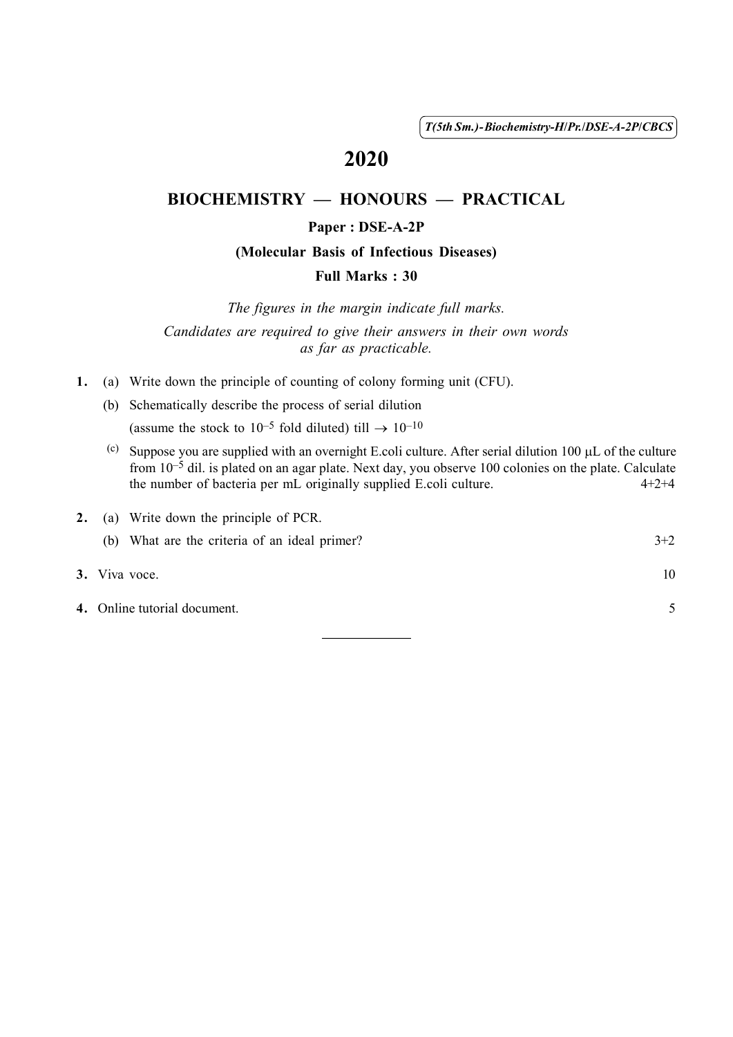*T(5th Sm.)-Biochemistry-H/Pr./DSE-A-2P/CBCS*

# 2020

## BIOCHEMISTRY — HONOURS — PRACTICAL

### Paper : DSE-A-2P

### (Molecular Basis of Infectious Diseases)

### Full Marks : 30

*The figures in the margin indicate full marks.*

*Candidates are required to give their answers in their own words as far as practicable.*

1. (a) Write down the principle of counting of colony forming unit (CFU).

   (b) Schematically describe the process of serial dilution (assume the stock to $10^{-5}$ fold diluted) till $\rightarrow 10^{-10}$

   (c) Suppose you are supplied with an overnight E.coli culture. After serial dilution 100 $\mu$L of the culture from $10^{-5}$ dil. is plated on an agar plate. Next day, you observe 100 colonies on the plate. Calculate the number of bacteria per mL originally supplied E.coli culture. 4+2+4

2. (a) Write down the principle of PCR.

   (b) What are the criteria of an ideal primer? 3+2

3. Viva voce. 10

4. Online tutorial document. 5